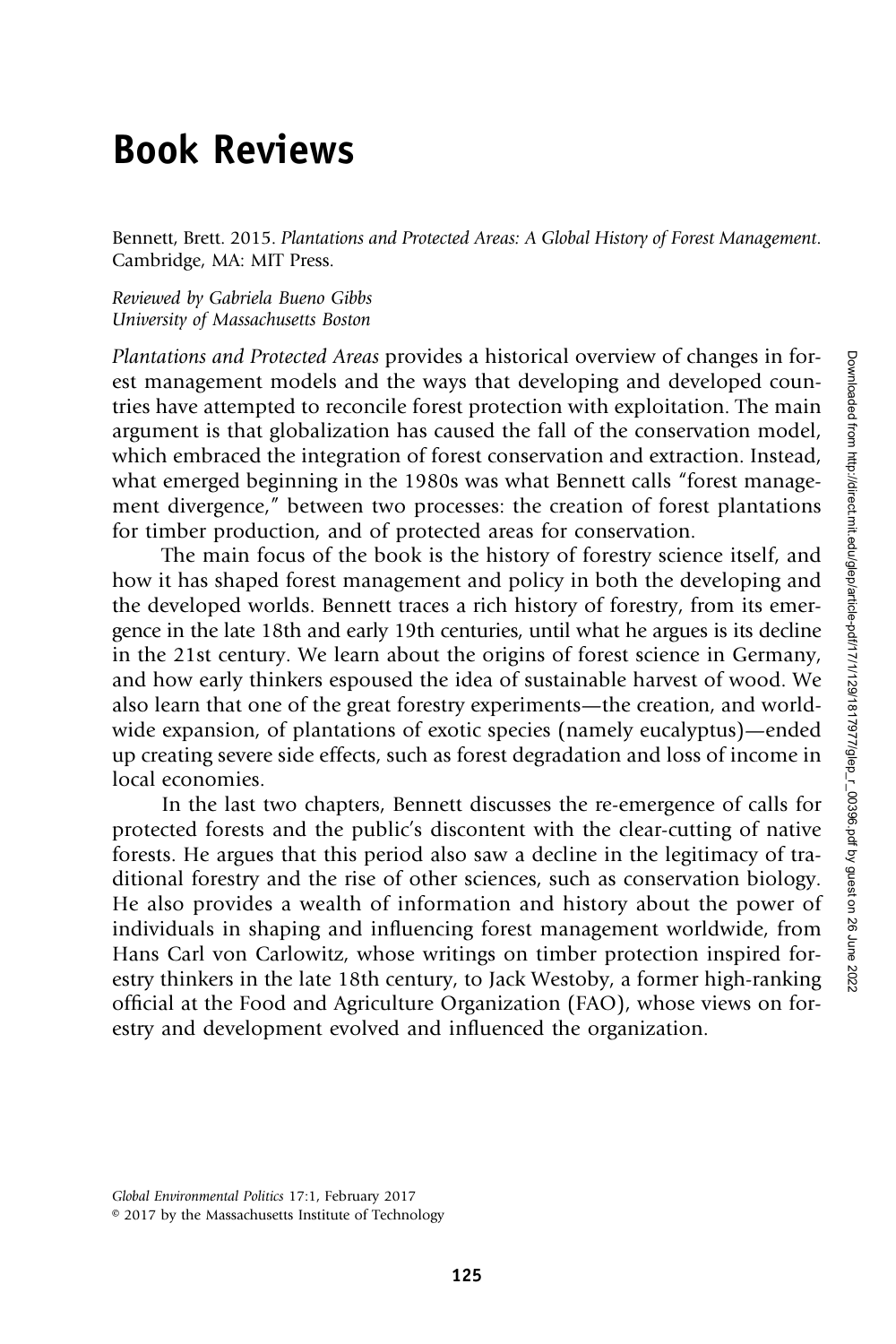# Book Reviews

Bennett, Brett. 2015. *Plantations and Protected Areas: A Global History of Forest Management*. Cambridge, MA: MIT Press.

*Reviewed by Gabriela Bueno Gibbs*
*University of Massachusetts Boston*

*Plantations and Protected Areas* provides a historical overview of changes in forest management models and the ways that developing and developed countries have attempted to reconcile forest protection with exploitation. The main argument is that globalization has caused the fall of the conservation model, which embraced the integration of forest conservation and extraction. Instead, what emerged beginning in the 1980s was what Bennett calls "forest management divergence," between two processes: the creation of forest plantations for timber production, and of protected areas for conservation.

The main focus of the book is the history of forestry science itself, and how it has shaped forest management and policy in both the developing and the developed worlds. Bennett traces a rich history of forestry, from its emergence in the late 18th and early 19th centuries, until what he argues is its decline in the 21st century. We learn about the origins of forest science in Germany, and how early thinkers espoused the idea of sustainable harvest of wood. We also learn that one of the great forestry experiments—the creation, and worldwide expansion, of plantations of exotic species (namely eucalyptus)—ended up creating severe side effects, such as forest degradation and loss of income in local economies.

In the last two chapters, Bennett discusses the re-emergence of calls for protected forests and the public's discontent with the clear-cutting of native forests. He argues that this period also saw a decline in the legitimacy of traditional forestry and the rise of other sciences, such as conservation biology. He also provides a wealth of information and history about the power of individuals in shaping and influencing forest management worldwide, from Hans Carl von Carlowitz, whose writings on timber protection inspired forestry thinkers in the late 18th century, to Jack Westoby, a former high-ranking official at the Food and Agriculture Organization (FAO), whose views on forestry and development evolved and influenced the organization.

Global Environmental Politics 17:1, February 2017
© 2017 by the Massachusetts Institute of Technology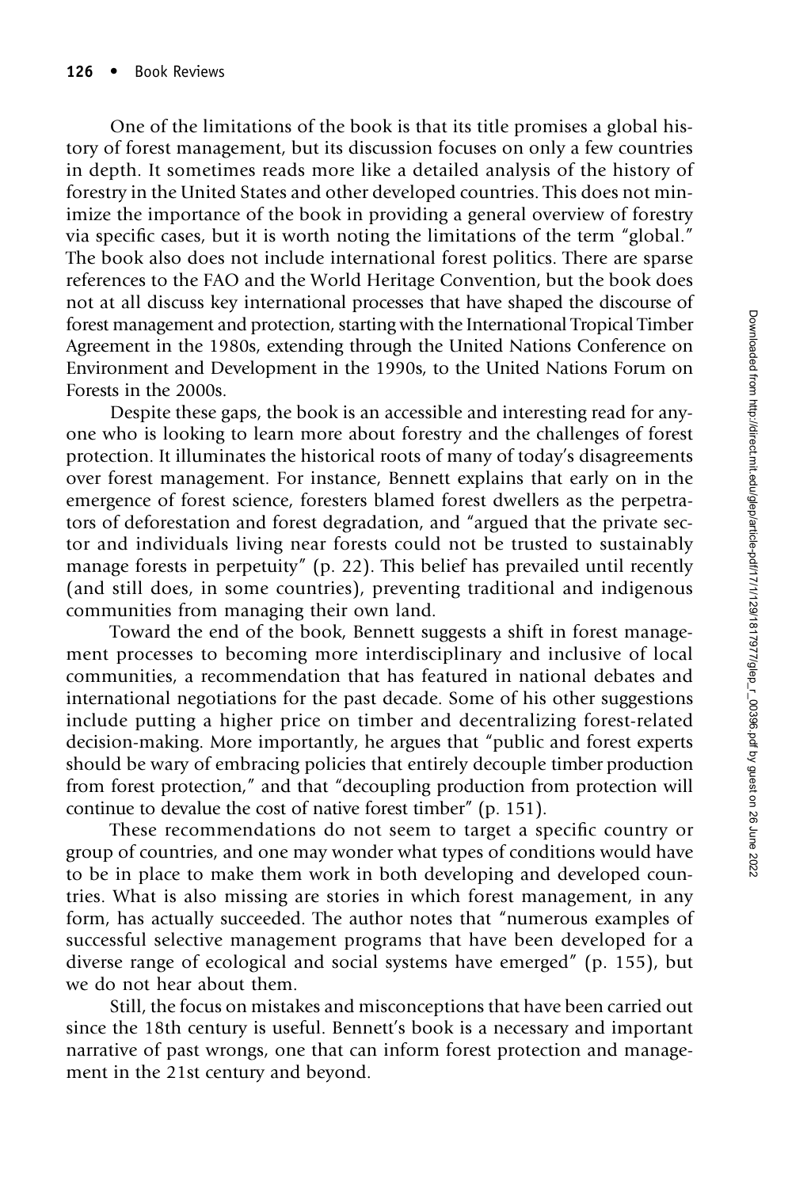One of the limitations of the book is that its title promises a global history of forest management, but its discussion focuses on only a few countries in depth. It sometimes reads more like a detailed analysis of the history of forestry in the United States and other developed countries. This does not minimize the importance of the book in providing a general overview of forestry via specific cases, but it is worth noting the limitations of the term "global." The book also does not include international forest politics. There are sparse references to the FAO and the World Heritage Convention, but the book does not at all discuss key international processes that have shaped the discourse of forest management and protection, starting with the International Tropical Timber Agreement in the 1980s, extending through the United Nations Conference on Environment and Development in the 1990s, to the United Nations Forum on Forests in the 2000s.

Despite these gaps, the book is an accessible and interesting read for anyone who is looking to learn more about forestry and the challenges of forest protection. It illuminates the historical roots of many of today's disagreements over forest management. For instance, Bennett explains that early on in the emergence of forest science, foresters blamed forest dwellers as the perpetrators of deforestation and forest degradation, and "argued that the private sector and individuals living near forests could not be trusted to sustainably manage forests in perpetuity" (p. 22). This belief has prevailed until recently (and still does, in some countries), preventing traditional and indigenous communities from managing their own land.

Toward the end of the book, Bennett suggests a shift in forest management processes to becoming more interdisciplinary and inclusive of local communities, a recommendation that has featured in national debates and international negotiations for the past decade. Some of his other suggestions include putting a higher price on timber and decentralizing forest-related decision-making. More importantly, he argues that "public and forest experts should be wary of embracing policies that entirely decouple timber production from forest protection," and that "decoupling production from protection will continue to devalue the cost of native forest timber" (p. 151).

These recommendations do not seem to target a specific country or group of countries, and one may wonder what types of conditions would have to be in place to make them work in both developing and developed countries. What is also missing are stories in which forest management, in any form, has actually succeeded. The author notes that "numerous examples of successful selective management programs that have been developed for a diverse range of ecological and social systems have emerged" (p. 155), but we do not hear about them.

Still, the focus on mistakes and misconceptions that have been carried out since the 18th century is useful. Bennett's book is a necessary and important narrative of past wrongs, one that can inform forest protection and management in the 21st century and beyond.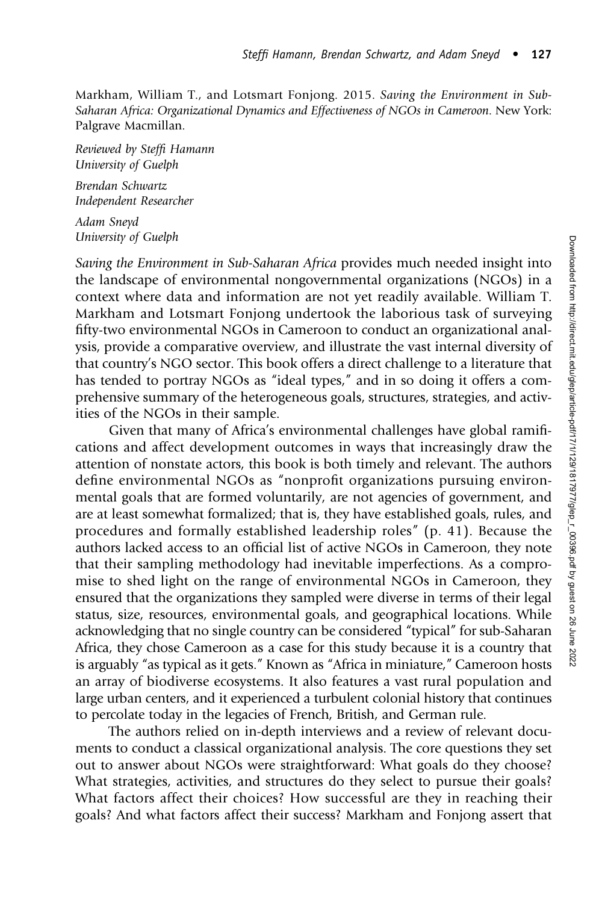Markham, William T., and Lotsmart Fonjong. 2015. *Saving the Environment in Sub-Saharan Africa: Organizational Dynamics and Effectiveness of NGOs in Cameroon*. New York: Palgrave Macmillan.

*Reviewed by Steffi Hamann*
*University of Guelph*

*Brendan Schwartz*
*Independent Researcher*

*Adam Sneyd*
*University of Guelph*

*Saving the Environment in Sub-Saharan Africa* provides much needed insight into the landscape of environmental nongovernmental organizations (NGOs) in a context where data and information are not yet readily available. William T. Markham and Lotsmart Fonjong undertook the laborious task of surveying fifty-two environmental NGOs in Cameroon to conduct an organizational analysis, provide a comparative overview, and illustrate the vast internal diversity of that country's NGO sector. This book offers a direct challenge to a literature that has tended to portray NGOs as "ideal types," and in so doing it offers a comprehensive summary of the heterogeneous goals, structures, strategies, and activities of the NGOs in their sample.

Given that many of Africa's environmental challenges have global ramifications and affect development outcomes in ways that increasingly draw the attention of nonstate actors, this book is both timely and relevant. The authors define environmental NGOs as "nonprofit organizations pursuing environmental goals that are formed voluntarily, are not agencies of government, and are at least somewhat formalized; that is, they have established goals, rules, and procedures and formally established leadership roles" (p. 41). Because the authors lacked access to an official list of active NGOs in Cameroon, they note that their sampling methodology had inevitable imperfections. As a compromise to shed light on the range of environmental NGOs in Cameroon, they ensured that the organizations they sampled were diverse in terms of their legal status, size, resources, environmental goals, and geographical locations. While acknowledging that no single country can be considered "typical" for sub-Saharan Africa, they chose Cameroon as a case for this study because it is a country that is arguably "as typical as it gets." Known as "Africa in miniature," Cameroon hosts an array of biodiverse ecosystems. It also features a vast rural population and large urban centers, and it experienced a turbulent colonial history that continues to percolate today in the legacies of French, British, and German rule.

The authors relied on in-depth interviews and a review of relevant documents to conduct a classical organizational analysis. The core questions they set out to answer about NGOs were straightforward: What goals do they choose? What strategies, activities, and structures do they select to pursue their goals? What factors affect their choices? How successful are they in reaching their goals? And what factors affect their success? Markham and Fonjong assert that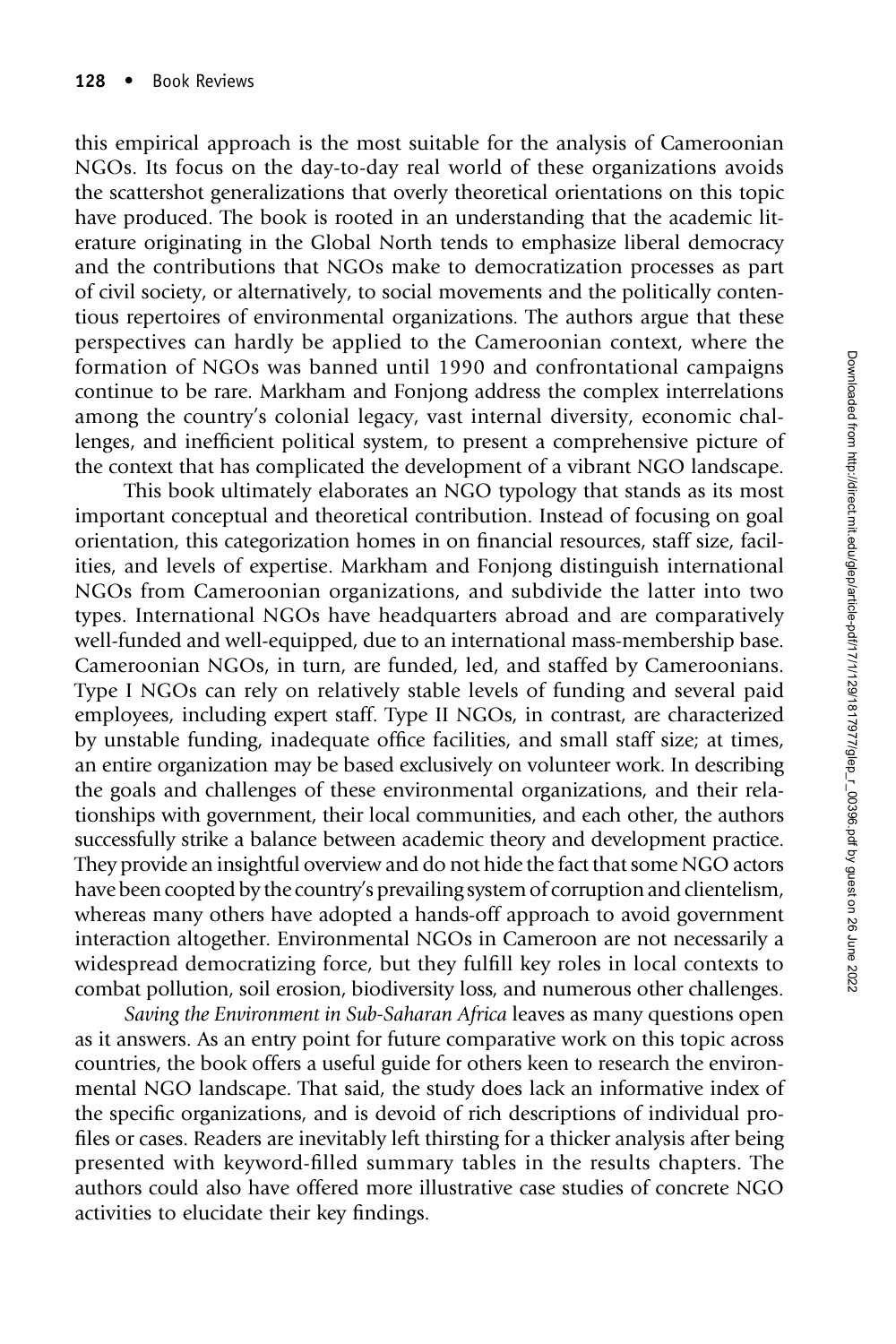this empirical approach is the most suitable for the analysis of Cameroonian NGOs. Its focus on the day-to-day real world of these organizations avoids the scattershot generalizations that overly theoretical orientations on this topic have produced. The book is rooted in an understanding that the academic literature originating in the Global North tends to emphasize liberal democracy and the contributions that NGOs make to democratization processes as part of civil society, or alternatively, to social movements and the politically contentious repertoires of environmental organizations. The authors argue that these perspectives can hardly be applied to the Cameroonian context, where the formation of NGOs was banned until 1990 and confrontational campaigns continue to be rare. Markham and Fonjong address the complex interrelations among the country's colonial legacy, vast internal diversity, economic challenges, and inefficient political system, to present a comprehensive picture of the context that has complicated the development of a vibrant NGO landscape.

This book ultimately elaborates an NGO typology that stands as its most important conceptual and theoretical contribution. Instead of focusing on goal orientation, this categorization homes in on financial resources, staff size, facilities, and levels of expertise. Markham and Fonjong distinguish international NGOs from Cameroonian organizations, and subdivide the latter into two types. International NGOs have headquarters abroad and are comparatively well-funded and well-equipped, due to an international mass-membership base. Cameroonian NGOs, in turn, are funded, led, and staffed by Cameroonians. Type I NGOs can rely on relatively stable levels of funding and several paid employees, including expert staff. Type II NGOs, in contrast, are characterized by unstable funding, inadequate office facilities, and small staff size; at times, an entire organization may be based exclusively on volunteer work. In describing the goals and challenges of these environmental organizations, and their relationships with government, their local communities, and each other, the authors successfully strike a balance between academic theory and development practice. They provide an insightful overview and do not hide the fact that some NGO actors have been coopted by the country's prevailing system of corruption and clientelism, whereas many others have adopted a hands-off approach to avoid government interaction altogether. Environmental NGOs in Cameroon are not necessarily a widespread democratizing force, but they fulfill key roles in local contexts to combat pollution, soil erosion, biodiversity loss, and numerous other challenges.

*Saving the Environment in Sub-Saharan Africa* leaves as many questions open as it answers. As an entry point for future comparative work on this topic across countries, the book offers a useful guide for others keen to research the environmental NGO landscape. That said, the study does lack an informative index of the specific organizations, and is devoid of rich descriptions of individual profiles or cases. Readers are inevitably left thirsting for a thicker analysis after being presented with keyword-filled summary tables in the results chapters. The authors could also have offered more illustrative case studies of concrete NGO activities to elucidate their key findings.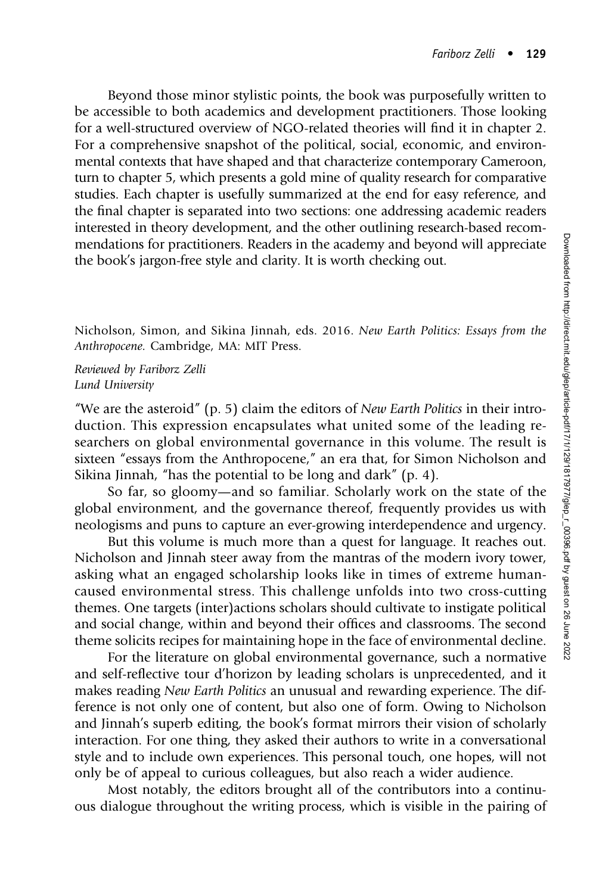Beyond those minor stylistic points, the book was purposefully written to be accessible to both academics and development practitioners. Those looking for a well-structured overview of NGO-related theories will find it in chapter 2. For a comprehensive snapshot of the political, social, economic, and environmental contexts that have shaped and that characterize contemporary Cameroon, turn to chapter 5, which presents a gold mine of quality research for comparative studies. Each chapter is usefully summarized at the end for easy reference, and the final chapter is separated into two sections: one addressing academic readers interested in theory development, and the other outlining research-based recommendations for practitioners. Readers in the academy and beyond will appreciate the book's jargon-free style and clarity. It is worth checking out.

Nicholson, Simon, and Sikina Jinnah, eds. 2016. *New Earth Politics: Essays from the Anthropocene.* Cambridge, MA: MIT Press.

*Reviewed by Fariborz Zelli*
*Lund University*

"We are the asteroid" (p. 5) claim the editors of *New Earth Politics* in their introduction. This expression encapsulates what united some of the leading researchers on global environmental governance in this volume. The result is sixteen "essays from the Anthropocene," an era that, for Simon Nicholson and Sikina Jinnah, "has the potential to be long and dark" (p. 4).

So far, so gloomy—and so familiar. Scholarly work on the state of the global environment, and the governance thereof, frequently provides us with neologisms and puns to capture an ever-growing interdependence and urgency.

But this volume is much more than a quest for language. It reaches out. Nicholson and Jinnah steer away from the mantras of the modern ivory tower, asking what an engaged scholarship looks like in times of extreme human-caused environmental stress. This challenge unfolds into two cross-cutting themes. One targets (inter)actions scholars should cultivate to instigate political and social change, within and beyond their offices and classrooms. The second theme solicits recipes for maintaining hope in the face of environmental decline.

For the literature on global environmental governance, such a normative and self-reflective tour d'horizon by leading scholars is unprecedented, and it makes reading *New Earth Politics* an unusual and rewarding experience. The difference is not only one of content, but also one of form. Owing to Nicholson and Jinnah's superb editing, the book's format mirrors their vision of scholarly interaction. For one thing, they asked their authors to write in a conversational style and to include own experiences. This personal touch, one hopes, will not only be of appeal to curious colleagues, but also reach a wider audience.

Most notably, the editors brought all of the contributors into a continuous dialogue throughout the writing process, which is visible in the pairing of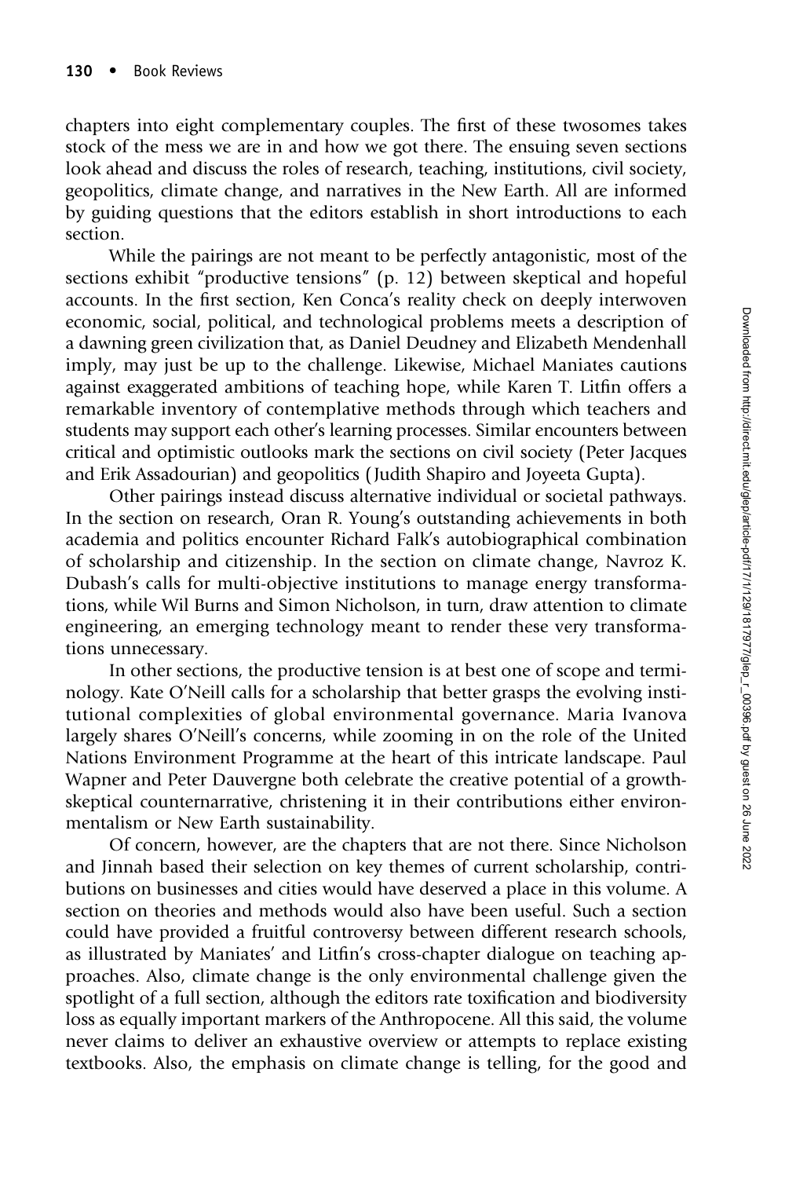chapters into eight complementary couples. The first of these twosomes takes stock of the mess we are in and how we got there. The ensuing seven sections look ahead and discuss the roles of research, teaching, institutions, civil society, geopolitics, climate change, and narratives in the New Earth. All are informed by guiding questions that the editors establish in short introductions to each section.

While the pairings are not meant to be perfectly antagonistic, most of the sections exhibit "productive tensions" (p. 12) between skeptical and hopeful accounts. In the first section, Ken Conca's reality check on deeply interwoven economic, social, political, and technological problems meets a description of a dawning green civilization that, as Daniel Deudney and Elizabeth Mendenhall imply, may just be up to the challenge. Likewise, Michael Maniates cautions against exaggerated ambitions of teaching hope, while Karen T. Litfin offers a remarkable inventory of contemplative methods through which teachers and students may support each other's learning processes. Similar encounters between critical and optimistic outlooks mark the sections on civil society (Peter Jacques and Erik Assadourian) and geopolitics (Judith Shapiro and Joyeeta Gupta).

Other pairings instead discuss alternative individual or societal pathways. In the section on research, Oran R. Young's outstanding achievements in both academia and politics encounter Richard Falk's autobiographical combination of scholarship and citizenship. In the section on climate change, Navroz K. Dubash's calls for multi-objective institutions to manage energy transformations, while Wil Burns and Simon Nicholson, in turn, draw attention to climate engineering, an emerging technology meant to render these very transformations unnecessary.

In other sections, the productive tension is at best one of scope and terminology. Kate O'Neill calls for a scholarship that better grasps the evolving institutional complexities of global environmental governance. Maria Ivanova largely shares O'Neill's concerns, while zooming in on the role of the United Nations Environment Programme at the heart of this intricate landscape. Paul Wapner and Peter Dauvergne both celebrate the creative potential of a growth-skeptical counternarrative, christening it in their contributions either environmentalism or New Earth sustainability.

Of concern, however, are the chapters that are not there. Since Nicholson and Jinnah based their selection on key themes of current scholarship, contributions on businesses and cities would have deserved a place in this volume. A section on theories and methods would also have been useful. Such a section could have provided a fruitful controversy between different research schools, as illustrated by Maniates' and Litfin's cross-chapter dialogue on teaching approaches. Also, climate change is the only environmental challenge given the spotlight of a full section, although the editors rate toxification and biodiversity loss as equally important markers of the Anthropocene. All this said, the volume never claims to deliver an exhaustive overview or attempts to replace existing textbooks. Also, the emphasis on climate change is telling, for the good and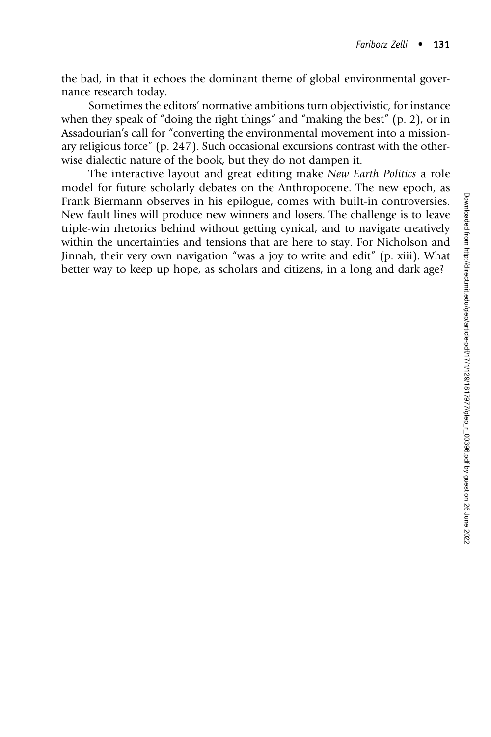the bad, in that it echoes the dominant theme of global environmental governance research today.

Sometimes the editors' normative ambitions turn objectivistic, for instance when they speak of "doing the right things" and "making the best" (p. 2), or in Assadourian's call for "converting the environmental movement into a missionary religious force" (p. 247). Such occasional excursions contrast with the otherwise dialectic nature of the book, but they do not dampen it.

The interactive layout and great editing make *New Earth Politics* a role model for future scholarly debates on the Anthropocene. The new epoch, as Frank Biermann observes in his epilogue, comes with built-in controversies. New fault lines will produce new winners and losers. The challenge is to leave triple-win rhetorics behind without getting cynical, and to navigate creatively within the uncertainties and tensions that are here to stay. For Nicholson and Jinnah, their very own navigation "was a joy to write and edit" (p. xiii). What better way to keep up hope, as scholars and citizens, in a long and dark age?